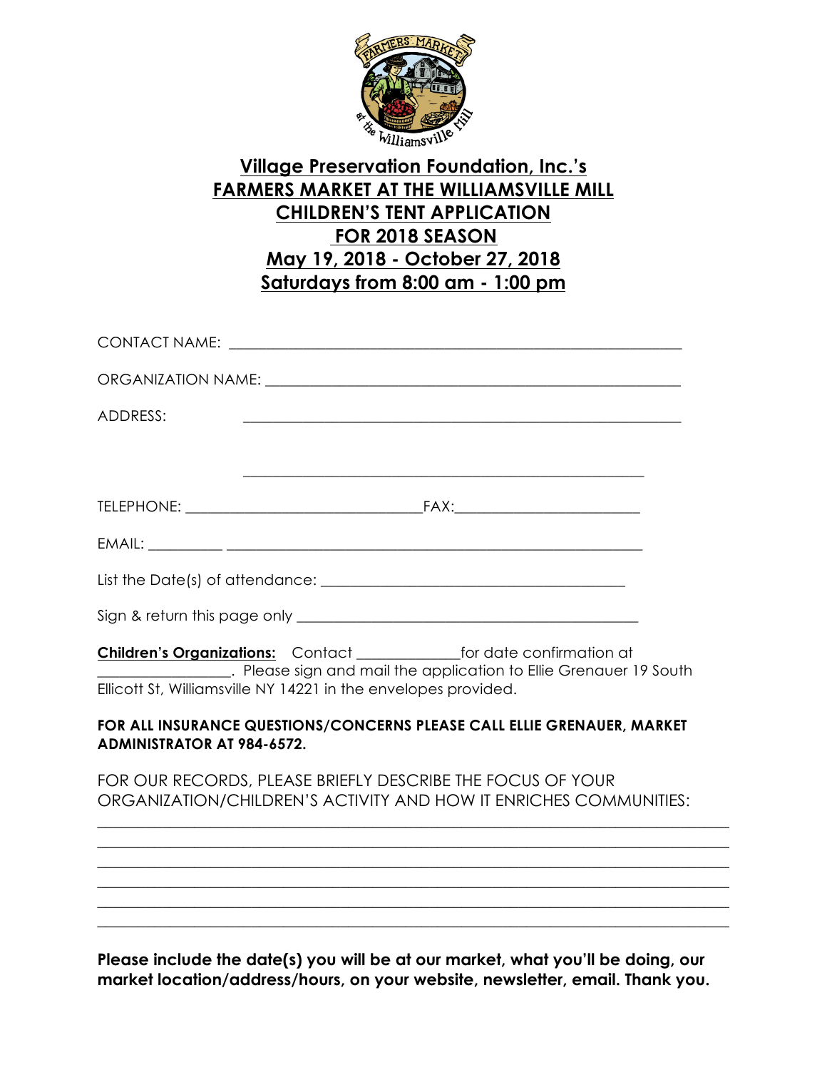# Village Preservation Foundation, Inc.'s
# FARMERS MARKET AT THE WILLIAMSVILLE MILL
# CHILDREN'S TENT APPLICATION
# FOR 2018 SEASON
# May 19, 2018 - October 27, 2018
# Saturdays from 8:00 am - 1:00 pm

CONTACT NAME: ____________________________________________________________

ORGANIZATION NAME: ______________________________________________________

ADDRESS: ________________________________________________________________

________________________________________________________________

TELEPHONE: ______________________________FAX:________________________

EMAIL: __________ ______________________________________________________

List the Date(s) of attendance: _______________________________________

Sign & return this page only ____________________________________________

**Children's Organizations:** Contact _____________for date confirmation at _________________. Please sign and mail the application to Ellie Grenauer 19 South Ellicott St, Williamsville NY 14221 in the envelopes provided.

**FOR ALL INSURANCE QUESTIONS/CONCERNS PLEASE CALL ELLIE GRENAUER, MARKET ADMINISTRATOR AT 984-6572.**

FOR OUR RECORDS, PLEASE BRIEFLY DESCRIBE THE FOCUS OF YOUR ORGANIZATION/CHILDREN'S ACTIVITY AND HOW IT ENRICHES COMMUNITIES:

______________________________________________________________________________
______________________________________________________________________________
______________________________________________________________________________
______________________________________________________________________________
______________________________________________________________________________
______________________________________________________________________________

**Please include the date(s) you will be at our market, what you'll be doing, our market location/address/hours, on your website, newsletter, email. Thank you.**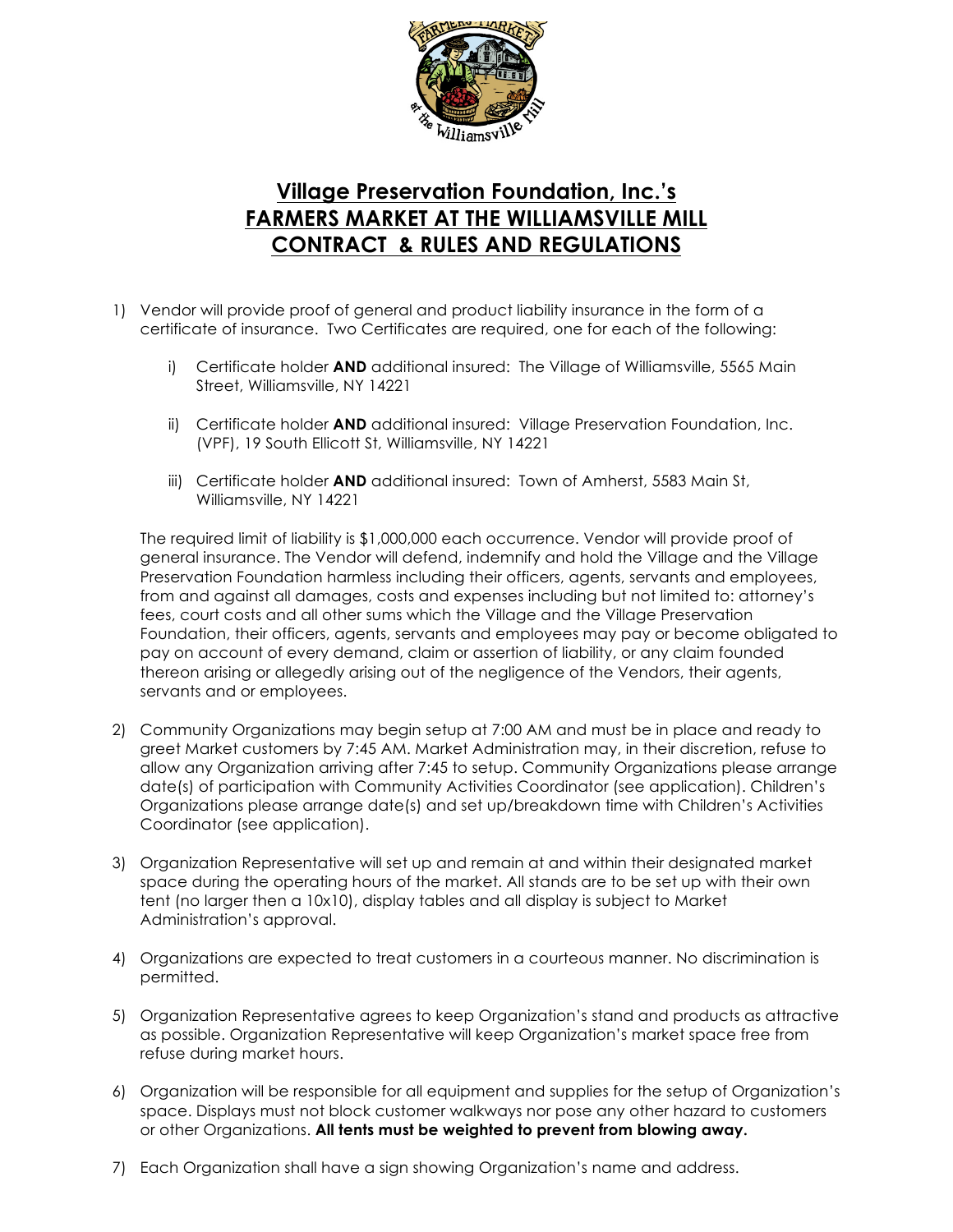# Village Preservation Foundation, Inc.'s
# FARMERS MARKET AT THE WILLIAMSVILLE MILL
# CONTRACT & RULES AND REGULATIONS

1) Vendor will provide proof of general and product liability insurance in the form of a certificate of insurance. Two Certificates are required, one for each of the following:

    i) Certificate holder **AND** additional insured: The Village of Williamsville, 5565 Main Street, Williamsville, NY 14221

    ii) Certificate holder **AND** additional insured: Village Preservation Foundation, Inc. (VPF), 19 South Ellicott St, Williamsville, NY 14221

    iii) Certificate holder **AND** additional insured: Town of Amherst, 5583 Main St, Williamsville, NY 14221

    The required limit of liability is $1,000,000 each occurrence. Vendor will provide proof of general insurance. The Vendor will defend, indemnify and hold the Village and the Village Preservation Foundation harmless including their officers, agents, servants and employees, from and against all damages, costs and expenses including but not limited to: attorney's fees, court costs and all other sums which the Village and the Village Preservation Foundation, their officers, agents, servants and employees may pay or become obligated to pay on account of every demand, claim or assertion of liability, or any claim founded thereon arising or allegedly arising out of the negligence of the Vendors, their agents, servants and or employees.

2) Community Organizations may begin setup at 7:00 AM and must be in place and ready to greet Market customers by 7:45 AM. Market Administration may, in their discretion, refuse to allow any Organization arriving after 7:45 to setup. Community Organizations please arrange date(s) of participation with Community Activities Coordinator (see application). Children's Organizations please arrange date(s) and set up/breakdown time with Children's Activities Coordinator (see application).

3) Organization Representative will set up and remain at and within their designated market space during the operating hours of the market. All stands are to be set up with their own tent (no larger then a 10x10), display tables and all display is subject to Market Administration's approval.

4) Organizations are expected to treat customers in a courteous manner. No discrimination is permitted.

5) Organization Representative agrees to keep Organization's stand and products as attractive as possible. Organization Representative will keep Organization's market space free from refuse during market hours.

6) Organization will be responsible for all equipment and supplies for the setup of Organization's space. Displays must not block customer walkways nor pose any other hazard to customers or other Organizations. **All tents must be weighted to prevent from blowing away.**

7) Each Organization shall have a sign showing Organization's name and address.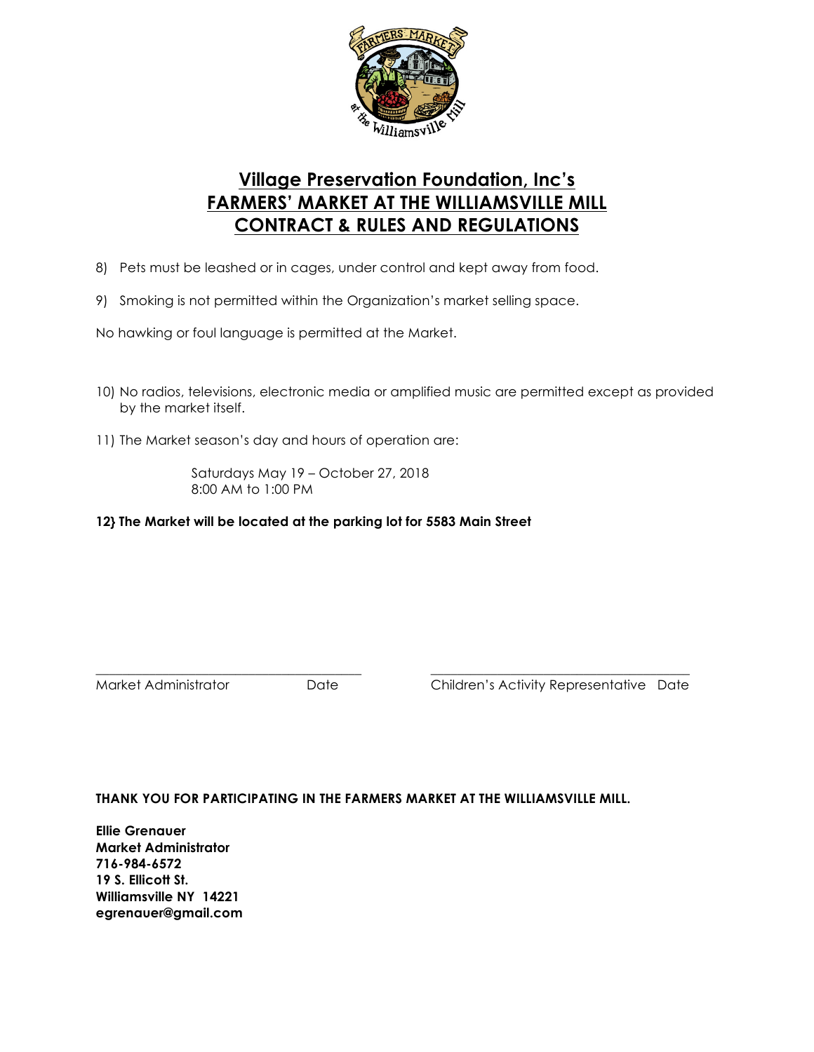# Village Preservation Foundation, Inc's
# FARMERS' MARKET AT THE WILLIAMSVILLE MILL
# CONTRACT & RULES AND REGULATIONS

8) Pets must be leashed or in cages, under control and kept away from food.

9) Smoking is not permitted within the Organization's market selling space.

No hawking or foul language is permitted at the Market.

10) No radios, televisions, electronic media or amplified music are permitted except as provided by the market itself.

11) The Market season's day and hours of operation are:

Saturdays May 19 – October 27, 2018
8:00 AM to 1:00 PM

**12} The Market will be located at the parking lot for 5583 Main Street**

\_\_\_\_\_\_\_\_\_\_\_\_\_\_\_\_\_\_\_\_\_\_\_\_\_\_\_\_\_\_\_\_\_\_\_\_\_\_\_\_\_\_ \_\_\_\_\_\_\_\_\_\_\_\_\_\_\_\_\_\_\_\_\_\_\_\_\_\_\_\_\_\_\_\_\_\_\_\_\_\_\_\_\_\_

Market Administrator Date Children's Activity Representative Date

**THANK YOU FOR PARTICIPATING IN THE FARMERS MARKET AT THE WILLIAMSVILLE MILL.**

**Ellie Grenauer**
**Market Administrator**
**716-984-6572**
**19 S. Ellicott St.**
**Williamsville NY 14221**
**egrenauer@gmail.com**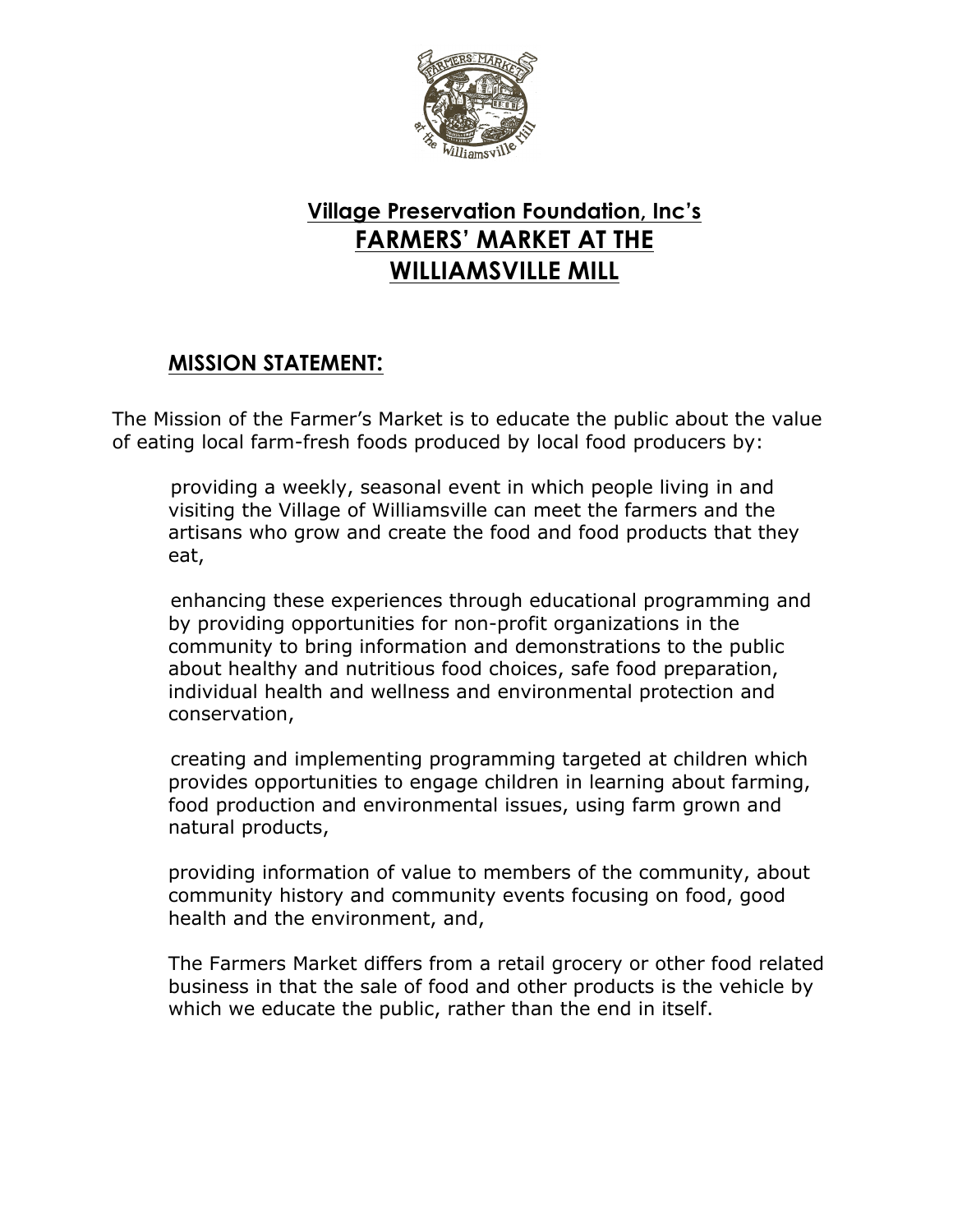## Village Preservation Foundation, Inc's

## FARMERS' MARKET AT THE WILLIAMSVILLE MILL

### MISSION STATEMENT:

The Mission of the Farmer's Market is to educate the public about the value of eating local farm-fresh foods produced by local food producers by:

providing a weekly, seasonal event in which people living in and visiting the Village of Williamsville can meet the farmers and the artisans who grow and create the food and food products that they eat,

enhancing these experiences through educational programming and by providing opportunities for non-profit organizations in the community to bring information and demonstrations to the public about healthy and nutritious food choices, safe food preparation, individual health and wellness and environmental protection and conservation,

creating and implementing programming targeted at children which provides opportunities to engage children in learning about farming, food production and environmental issues, using farm grown and natural products,

providing information of value to members of the community, about community history and community events focusing on food, good health and the environment, and,

The Farmers Market differs from a retail grocery or other food related business in that the sale of food and other products is the vehicle by which we educate the public, rather than the end in itself.